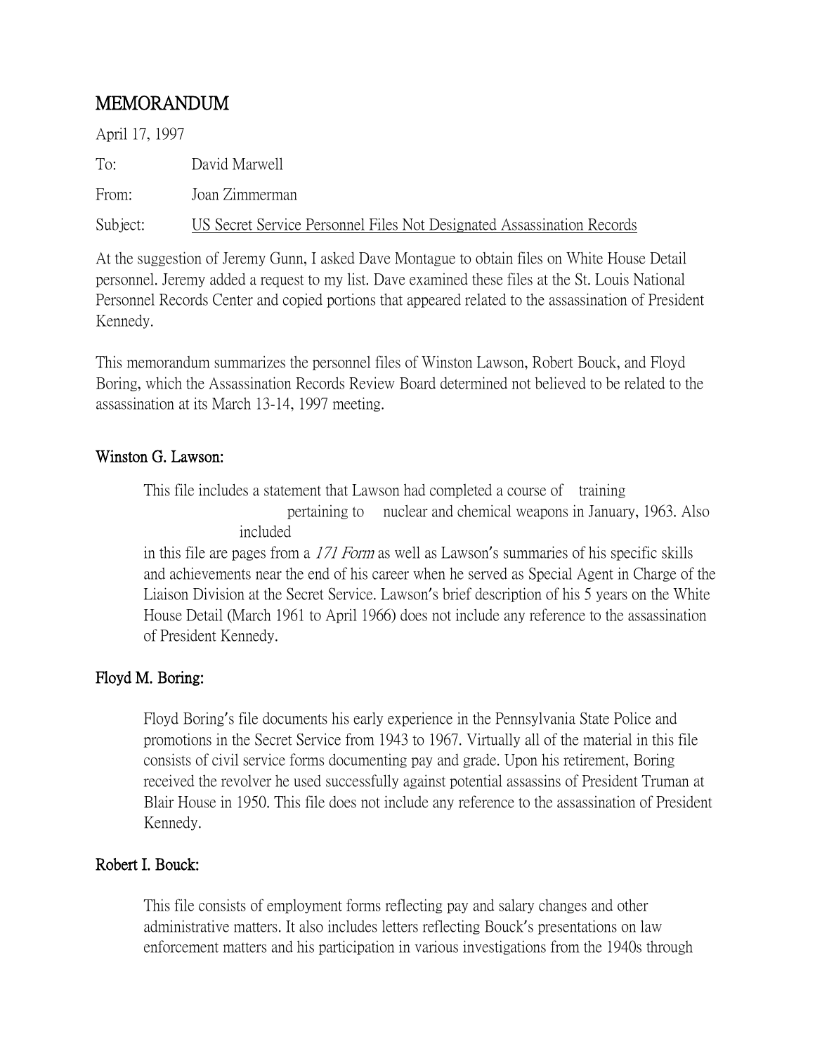# MEMORANDUM

April 17, 1997

To: David Marwell

From: Joan Zimmerman

Subject: US Secret Service Personnel Files Not Designated Assassination Records

At the suggestion of Jeremy Gunn, I asked Dave Montague to obtain files on White House Detail personnel. Jeremy added a request to my list. Dave examined these files at the St. Louis National Personnel Records Center and copied portions that appeared related to the assassination of President Kennedy.

This memorandum summarizes the personnel files of Winston Lawson, Robert Bouck, and Floyd Boring, which the Assassination Records Review Board determined not believed to be related to the assassination at its March 13-14, 1997 meeting.

## Winston G. Lawson:

This file includes a statement that Lawson had completed a course of training pertaining to nuclear and chemical weapons in January, 1963. Also included in this file are pages from a *171 Form* as well as Lawson's summaries of his specific skills and achievements near the end of his career when he served as Special Agent in Charge of the Liaison Division at the Secret Service. Lawson's brief description of his 5 years on the White House Detail (March 1961 to April 1966) does not include any reference to the assassination of President Kennedy.

## Floyd M. Boring:

Floyd Boring's file documents his early experience in the Pennsylvania State Police and promotions in the Secret Service from 1943 to 1967. Virtually all of the material in this file consists of civil service forms documenting pay and grade. Upon his retirement, Boring received the revolver he used successfully against potential assassins of President Truman at Blair House in 1950. This file does not include any reference to the assassination of President Kennedy.

## Robert I. Bouck:

This file consists of employment forms reflecting pay and salary changes and other administrative matters. It also includes letters reflecting Bouck's presentations on law enforcement matters and his participation in various investigations from the 1940s through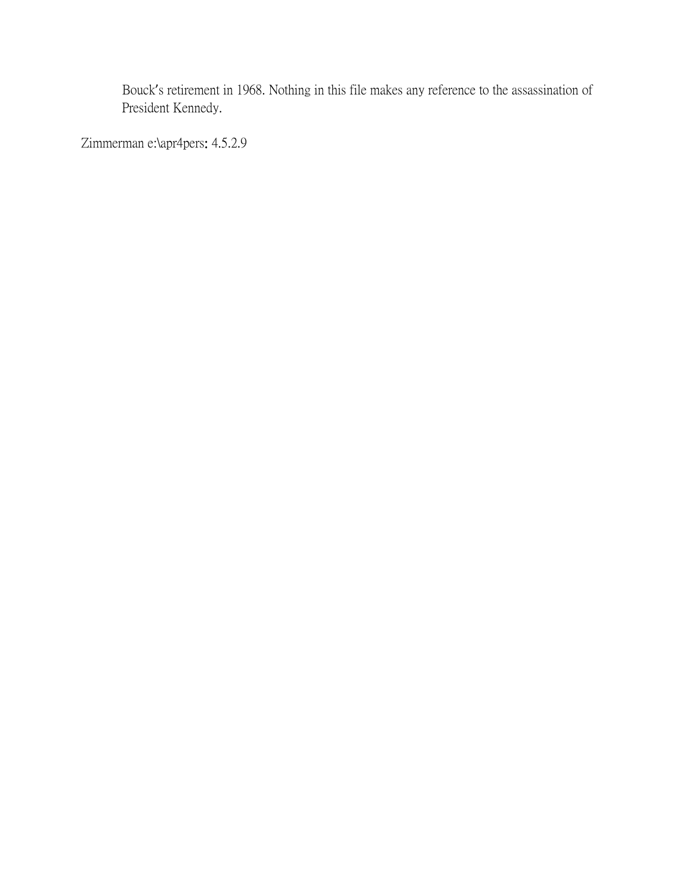Bouck's retirement in 1968. Nothing in this file makes any reference to the assassination of President Kennedy.

Zimmerman e:\apr4pers: 4.5.2.9